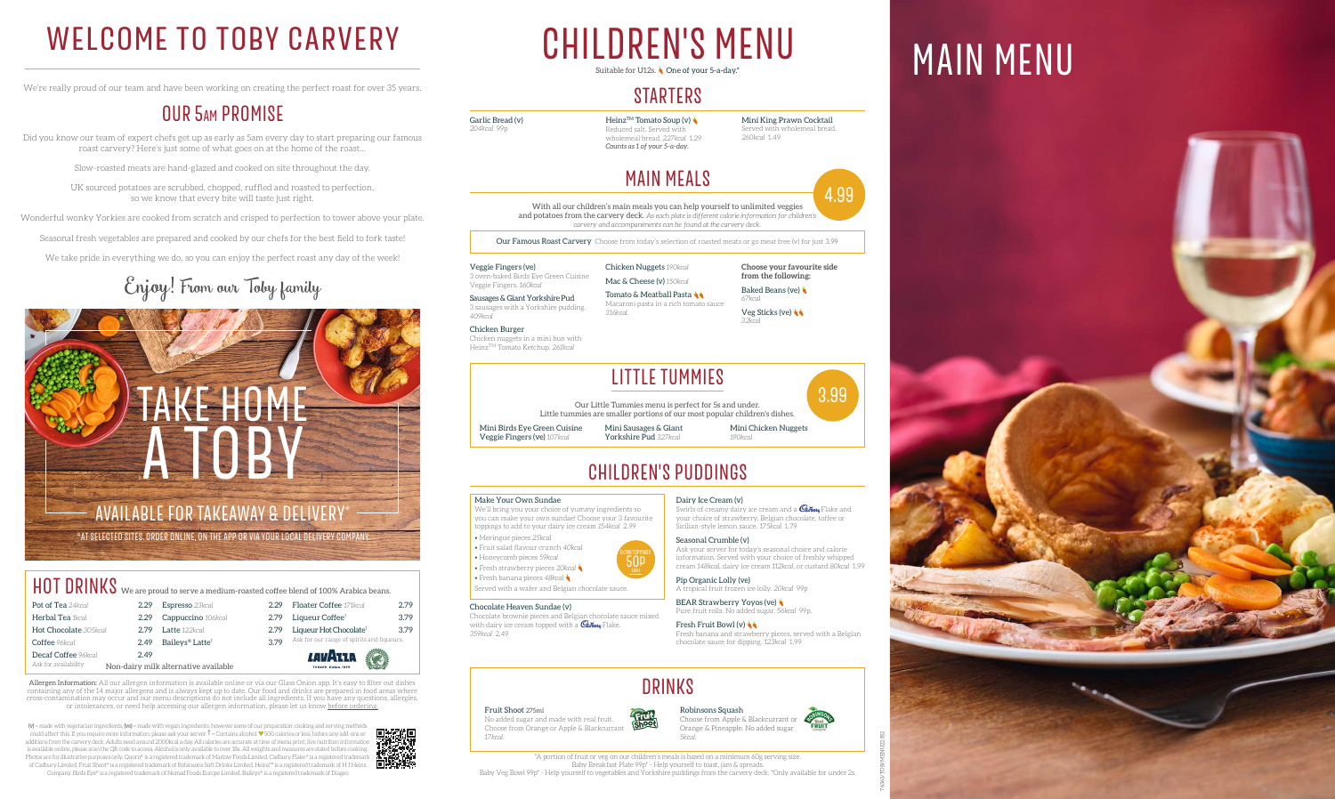# WELCOME TO TOBY CARVERY

We're really proud of our team and have been working on creating the perfect roast for over 35 years.

## OUR 5AM PROMISE

Did you know our team of expert chefs get up as early as 5am every day to start preparing our famous roast carvery? Here's just some of what goes on at the home of the roast...

Slow-roasted meats are hand-glazed and cooked on site throughout the day.

UK sourced potatoes are scrubbed, chopped, ruffled and roasted to perfection, so we know that every bite will taste just right.

Wonderful wonky Yorkies are cooked from scratch and crisped to perfection to tower above your plate.

Seasonal fresh vegetables are prepared and cooked by our chefs for the best field to fork taste!

We take pride in everything we do, so you can enjoy the perfect roast any day of the week!

Enjoy! From our Toby family

TAKE HOME A TOBY

AVAILABLE FOR TAKEAWAY & DELIVERY*

*AT SELECTED SITES. ORDER ONLINE, ON THE APP OR VIA YOUR LOCAL DELIVERY COMPANY.

## HOT DRINKS

We are proud to serve a medium-roasted coffee blend of 100% Arabica beans.

| | | | | | |
|---|---|---|---|---|---|
| Pot of Tea *24kcal* | 2.29 | Espresso *23kcal* | 2.29 | Floater Coffee *171kcal* | 2.79 |
| Herbal Tea *1kcal* | 2.29 | Cappuccino *106kcal* | 2.79 | Liqueur Coffee† | 3.79 |
| Hot Chocolate *305kcal* | 2.79 | Latte *122kcal* | 2.79 | Liqueur Hot Chocolate† | 3.79 |
| Coffee *96kcal* | 2.49 | Baileys® Latte† | 3.79 | Ask for our range of spirits and liqueurs. | |
| Decaf Coffee *96kcal* | 2.49 | | | | |

Ask for availability

Non-dairy milk alternative available

**Allergen Information:** All our allergen information is available online or via our Glass Onion app. It's easy to filter out dishes containing any of the 14 major allergens and is always kept up to date. Our food and drinks are prepared in food areas where cross-contamination may occur and our menu descriptions do not include all ingredients. If you have any questions, allergies, or intolerances, or need help accessing our allergen information, please let us know before ordering.

(v) = made with vegetarian ingredients, (ve) = made with vegan ingredients, however some of our preparation, cooking and serving methods could affect this. If you require more information, please ask your server. † = Contains alcohol. ♥ 500 calories or less, before any add-ons or additions from the carvery deck. Adults need around 2000kcal a day. All calories are accurate at time of menu print, live nutrition information is available online, please scan the QR code to access. Alcohol is only available to over 18s. All weights and measures are stated before cooking. Photos are for illustrative purposes only. Quorn® is a registered trademark of Marlow Foods Limited. Cadbury Flake® is a registered trademark of Cadbury Limited. Fruit Shoot® is a registered trademark of Robinsons Soft Drinks Limited. Heinz® is a registered trademark of H J Heinz Company. Birds Eye® is a registered trademark of Nomad Foods Europe Limited. Baileys® is a registered trademark of Diageo.

# CHILDREN'S MENU

Suitable for U12s. One of your 5-a-day.*

## STARTERS

**Garlic Bread (v)**
*204kcal* 99p

**Heinz™ Tomato Soup (v)**
Reduced salt. Served with wholemeal bread. *227kcal* 1.29
*Counts as 1 of your 5-a-day.*

**Mini King Prawn Cocktail**
Served with wholemeal bread. *260kcal* 1.49

## MAIN MEALS

4.99

With all our children's main meals you can help yourself to unlimited veggies and potatoes from the carvery deck. *As each plate is different calorie information for children's carvery and accompaniments can be found at the carvery deck.*

**Our Famous Roast Carvery** Choose from today's selection of roasted meats or go meat free (v) for just 3.99

**Veggie Fingers (ve)**
3 oven-baked Birds Eye Green Cuisine Veggie Fingers. *160kcal*

**Sausages & Giant Yorkshire Pud**
3 sausages with a Yorkshire pudding. *409kcal*

**Chicken Burger**
Chicken nuggets in a mini bun with Heinz™ Tomato Ketchup. *261kcal*

**Chicken Nuggets** *190kcal*

**Mac & Cheese (v)** *150kcal*

**Tomato & Meatball Pasta**
Macaroni pasta in a rich tomato sauce. *316kcal*

**Choose your favourite side from the following:**

**Baked Beans (ve)**
*67kcal*

**Veg Sticks (ve)**
*32kcal*

## LITTLE TUMMIES

3.99

Our Little Tummies menu is perfect for 5s and under.
Little tummies are smaller portions of our most popular children's dishes.

**Mini Birds Eye Green Cuisine Veggie Fingers (ve)** *107kcal*

**Mini Sausages & Giant Yorkshire Pud** *327kcal*

**Mini Chicken Nuggets** *190kcal*

## CHILDREN'S PUDDINGS

**Make Your Own Sundae**
We'll bring you your choice of yummy ingredients so you can make your own sundae! Choose your 3 favourite toppings to add to your dairy ice cream *154kcal* 2.99

- Meringue pieces *25kcal*
- Fruit salad flavour crunch *40kcal*
- Honeycomb pieces *59kcal*
- Fresh strawberry pieces *20kcal*
- Fresh banana pieces *48kcal*

Served with a wafer and Belgian chocolate sauce.

EXTRA TOPPINGS 50P EACH

**Chocolate Heaven Sundae (v)**
Chocolate brownie pieces and Belgian chocolate sauce mixed with dairy ice cream topped with a Cadbury Flake. *359kcal* 2.49

**Dairy Ice Cream (v)**
Swirls of creamy dairy ice cream and a Cadbury Flake and your choice of strawberry, Belgian chocolate, toffee or Sicilian-style lemon sauce. *175kcal* 1.79

**Seasonal Crumble (v)**
Ask your server for today's seasonal choice and calorie information. Served with your choice of freshly whipped cream *148kcal*, dairy ice cream *112kcal*, or custard *80kcal* 1.99

**Pip Organic Lolly (ve)**
A tropical fruit frozen ice lolly. *20kcal* 99p

**BEAR Strawberry Yoyos (ve)**
Pure fruit rolls. No added sugar. *56kcal* 99p.

**Fresh Fruit Bowl (v)**
Fresh banana and strawberry pieces, served with a Belgian chocolate sauce for dipping. *123kcal* 1.99

## DRINKS

**Fruit Shoot** *275ml*
No added sugar and made with real fruit. Choose from Orange or Apple & Blackcurrant *17kcal*.

**Robinsons Squash**
Choose from Apple & Blackcurrant or Orange & Pineapple. No added sugar *5kcal*.

*A portion of fruit or veg on our children's meals is based on a minimum 60g serving size.
Baby Breakfast Plate 99p* - Help yourself to toast, jam & spreads.
Baby Veg Bowl 99p* - Help yourself to vegetables and Yorkshire puddings from the carvery deck. *Only available for under 2s.

# MAIN MENU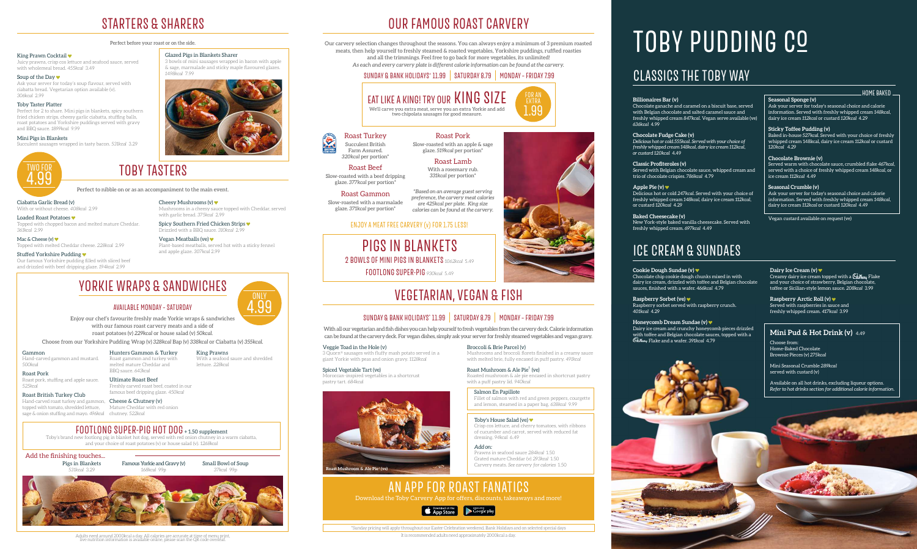# STARTERS & SHARERS

Perfect before your roast or on the side.

**King Prawn Cocktail**
Juicy prawns, crisp cos lettuce and seafood sauce, served with wholemeal bread. *455kcal* 3.49

**Soup of the Day**
Ask your server for today's soup flavour, served with ciabatta bread. Vegetarian option available (v). *306kcal* 2.99

**Toby Taster Platter**
Perfect for 2 to share. Mini pigs in blankets, spicy southern fried chicken strips, cheesy garlic ciabatta, stuffing balls, roast potatoes and Yorkshire puddings served with gravy and BBQ sauce. *1899kcal* 9.99

**Mini Pigs in Blankets**
Succulent sausages wrapped in tasty bacon. *531kcal* 3.29

**Glazed Pigs in Blankets Sharer**
3 bowls of mini sausages wrapped in bacon with apple & sage, marmalade and sticky maple flavoured glazes. *1498kcal* 7.99

## TOBY TASTERS

TWO FOR 4.99

Perfect to nibble on or as an accompaniment to the main event.

**Ciabatta Garlic Bread (v)**
With or without cheese. *408kcal* 2.99

**Loaded Roast Potatoes**
Topped with chopped bacon and melted mature Cheddar. *363kcal* 2.99

**Mac & Cheese (v)**
Topped with melted Cheddar cheese. *228kcal* 2.99

**Stuffed Yorkshire Pudding**
Our famous Yorkshire pudding filled with sliced beef and drizzled with beef dripping glaze. *194kcal* 2.99

**Cheesy Mushrooms (v)**
Mushrooms in a cheesy sauce topped with Cheddar, served with garlic bread. *375kcal* 2.99

**Spicy Southern Fried Chicken Strips**
Drizzled with a BBQ sauce. *310kcal* 2.99

**Vegan Meatballs (ve)**
Plant-based meatballs, served hot with a sticky fennel and apple glaze. *307kcal* 2.99

## YORKIE WRAPS & SANDWICHES

ONLY 4.99

AVAILABLE MONDAY - SATURDAY

Enjoy our chef's favourite freshly made Yorkie wraps & sandwiches with our famous roast carvery meats and a side of roast potatoes (v) *229kcal* or house salad (v) *50kcal*.

Choose from our Yorkshire Pudding Wrap (v) *328kcal* Bap (v) *338kcal* or Ciabatta (v) *355kcal*.

**Gammon**
Hand-carved gammon and mustard. *500kcal*

**Roast Pork**
Roast pork, stuffing and apple sauce. *525kcal*

**Roast British Turkey Club**
Hand-carved roast turkey and gammon, topped with tomato, shredded lettuce, sage & onion stuffing and mayo. *496kcal*

**Hunters Gammon & Turkey**
Roast gammon and turkey with melted mature Cheddar and BBQ sauce. *643kcal*

**Ultimate Roast Beef**
Freshly carved roast beef, coated in our famous beef dripping glaze. *450kcal*

**Cheese & Chutney (v)**
Mature Cheddar with red onion chutney. *522kcal*

**King Prawns**
With a seafood sauce and shredded lettuce. *228kcal*

### FOOTLONG SUPER-PIG HOT DOG + 1.50 supplement

Toby's brand new footlong pig in blanket hot dog, served with red onion chutney in a warm ciabatta, and your choice of roast potatoes (v) or house salad (v). *1268kcal*

**Add the finishing touches...**

Pigs in Blankets *531kcal* 3.29
Famous Yorkie and Gravy (v) *168kcal* 99p
Small Bowl of Soup *37kcal* 99p

Adults need around 2000kcal a day. All calories are accurate at time of menu print, live nutrition information is available online, please scan the QR code overleaf.

# OUR FAMOUS ROAST CARVERY

Our carvery selection changes throughout the seasons. You can always enjoy a minimum of 3 premium roasted meats, then help yourself to freshly steamed & roasted vegetables, Yorkshire puddings, ruffled roasties and all the trimmings. Feel free to go back for more vegetables, its unlimited!

*As each and every carvery plate is different calorie information can be found at the carvery.*

SUNDAY & BANK HOLIDAYS* 11.99 | SATURDAY 8.79 | MONDAY - FRIDAY 7.99

**EAT LIKE A KING! TRY OUR KING SIZE** — FOR AN EXTRA 1.99
We'll carve you extra meat, serve you an extra Yorkie and add two chipolata sausages for good measure.

**Roast Turkey**
Succulent British Farm Assured. *320kcal* per portion*

**Roast Beef**
Slow-roasted with a beef dripping glaze. *377kcal* per portion*

**Roast Gammon**
Slow-roasted with a marmalade glaze. *371kcal* per portion*

**Roast Pork**
Slow-roasted with an apple & sage glaze. *519kcal* per portion*

**Roast Lamb**
With a rosemary rub. *331kcal* per portion*

*\*Based on an average guest serving preference, the carvery meat calories are 425kcal per plate. King size calories can be found at the carvery.*

ENJOY A MEAT FREE CARVERY (V) FOR 1.75 LESS!

## PIGS IN BLANKETS

2 BOWLS OF MINI PIGS IN BLANKETS *1062kcal* 5.49

FOOTLONG SUPER-PIG *930kcal* 5.49

## VEGETARIAN, VEGAN & FISH

SUNDAY & BANK HOLIDAYS* 11.99 | SATURDAY 8.79 | MONDAY - FRIDAY 7.99

With all our vegetarian and fish dishes you can help yourself to fresh vegetables from the carvery deck. Calorie information can be found at the carvery deck. For vegan dishes, simply ask your server for freshly steamed vegetables and vegan gravy.

**Veggie Toad in the Hole (v)**
3 Quorn® sausages with fluffy mash potato served in a giant Yorkie with peas and onion gravy. *1128kcal*

**Spiced Vegetable Tart (ve)**
Moroccan-inspired vegetables in a shortcrust pastry tart. *684kcal*

Roast Mushroom & Ale Pie† (ve)

**Broccoli & Brie Parcel (v)**
Mushrooms and broccoli florets finished in a creamy sauce with melted brie, fully encased in puff pastry. *491kcal*

**Roast Mushroom & Ale Pie† (ve)**
Roasted mushroom & ale pie encased in shortcrust pastry with a puff pastry lid. *940kcal*

**Salmon En Papillote**
Fillet of salmon with red and green peppers, courgette and lemon, steamed in a paper bag. *628kcal* 9.99

**Toby's House Salad (ve)**
Crisp cos lettuce, and cherry tomatoes, with ribbons of cucumber and carrot, served with reduced fat dressing. *94kcal* 6.49

*Add on:*
Prawns in seafood sauce *284kcal* 1.50
Grated mature Cheddar (v) *293kcal* 1.50
Carvery meats. *See carvery for calories* 1.50

## AN APP FOR ROAST FANATICS

Download the Toby Carvery App for offers, discounts, takeaways and more!

Download on the App Store | Google play

*Sunday pricing will apply throughout our Easter Celebration weekend, Bank Holidays and on selected special days

It is recommended adults need approximately 2000kcal a day.

# TOBY PUDDING CO

## CLASSICS THE TOBY WAY

**Billionaires Bar (v)**
Chocolate ganache and caramel on a biscuit base, served with Belgian chocolate and salted caramel sauce and freshly whipped cream *847kcal*. Vegan serve available (ve) *636kcal* 4.99

**Chocolate Fudge Cake (v)**
*Delicious hot or cold 555kcal. Served with your choice of freshly whipped cream 148kcal, dairy ice cream 112kcal, or custard 120kcal* 4.49

**Classic Profiteroles (v)**
Served with Belgian chocolate sauce, whipped cream and trio of chocolate crispies. *786kcal* 4.79

**Apple Pie (v)**
Delicious hot or cold *247kcal*. Served with your choice of freshly whipped cream *148kcal*, dairy ice cream *112kcal*, or custard *120kcal* 4.29

**Baked Cheesecake (v)**
New York-style baked vanilla cheesecake. Served with freshly whipped cream. *697kcal* 4.49

HOME BAKED

**Seasonal Sponge (v)**
Ask your server for today's seasonal choice and calorie information. Served with freshly whipped cream *148kcal*, dairy ice cream *112kcal* or custard *120kcal* 4.29

**Sticky Toffee Pudding (v)**
Baked in-house *527kcal*. Served with your choice of freshly whipped cream 148kcal, dairy ice cream *112kcal* or custard *120kcal* 4.29

**Chocolate Brownie (v)**
Served warm with chocolate sauce, crumbled flake *467kcal*, served with a choice of freshly whipped cream *148kcal*, or ice cream *112kcal* 4.49

**Seasonal Crumble (v)**
Ask your server for today's seasonal choice and calorie information. Served with freshly whipped cream *148kcal*, dairy ice cream *112kcal* or custard *120kcal* 4.49

Vegan custard available on request (ve)

## ICE CREAM & SUNDAES

**Cookie Dough Sundae (v)**
Chocolate chip cookie dough chunks mixed in with dairy ice cream, drizzled with toffee and Belgian chocolate sauces, finished with a wafer. *466kcal* 4.79

**Raspberry Sorbet (ve)**
Raspberry sorbet served with raspberry crunch. *401kcal* 4.29

**Honeycomb Dream Sundae (v)**
Dairy ice cream and crunchy honeycomb pieces drizzled with toffee and Belgian chocolate sauces, topped with a Cadbury Flake and a wafer. *391kcal* 4.79

**Dairy Ice Cream (v)**
Creamy dairy ice cream topped with a Cadbury Flake and your choice of strawberry, Belgian chocolate, toffee or Sicilian-style lemon sauce. *208kcal* 3.99

**Raspberry Arctic Roll (v)**
Served with raspberries in sauce and freshly whipped cream. *417kcal* 3.99

**Mini Pud & Hot Drink (v)** 4.49

Choose from:
Home-Baked Chocolate Brownie Pieces (v) *275kcal*

Mini Seasonal Crumble *289kcal* served with custard (v)

Available on all hot drinks, excluding liqueur options. *Refer to hot drinks section for additional calorie information.*